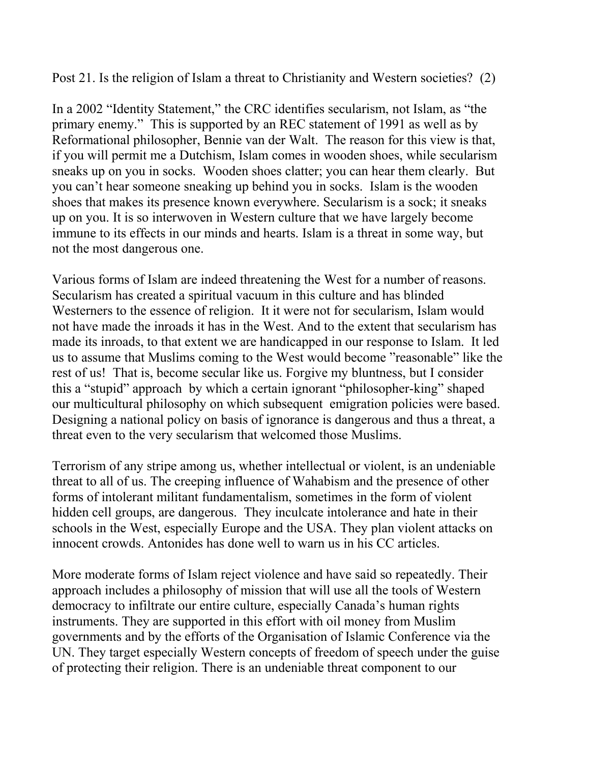Post 21. Is the religion of Islam a threat to Christianity and Western societies? (2)

In a 2002 "Identity Statement," the CRC identifies secularism, not Islam, as "the primary enemy." This is supported by an REC statement of 1991 as well as by Reformational philosopher, Bennie van der Walt. The reason for this view is that, if you will permit me a Dutchism, Islam comes in wooden shoes, while secularism sneaks up on you in socks. Wooden shoes clatter; you can hear them clearly. But you can't hear someone sneaking up behind you in socks. Islam is the wooden shoes that makes its presence known everywhere. Secularism is a sock; it sneaks up on you. It is so interwoven in Western culture that we have largely become immune to its effects in our minds and hearts. Islam is a threat in some way, but not the most dangerous one.

Various forms of Islam are indeed threatening the West for a number of reasons. Secularism has created a spiritual vacuum in this culture and has blinded Westerners to the essence of religion. It it were not for secularism, Islam would not have made the inroads it has in the West. And to the extent that secularism has made its inroads, to that extent we are handicapped in our response to Islam. It led us to assume that Muslims coming to the West would become "reasonable" like the rest of us! That is, become secular like us. Forgive my bluntness, but I consider this a "stupid" approach by which a certain ignorant "philosopher-king" shaped our multicultural philosophy on which subsequent emigration policies were based. Designing a national policy on basis of ignorance is dangerous and thus a threat, a threat even to the very secularism that welcomed those Muslims.

Terrorism of any stripe among us, whether intellectual or violent, is an undeniable threat to all of us. The creeping influence of Wahabism and the presence of other forms of intolerant militant fundamentalism, sometimes in the form of violent hidden cell groups, are dangerous. They inculcate intolerance and hate in their schools in the West, especially Europe and the USA. They plan violent attacks on innocent crowds. Antonides has done well to warn us in his CC articles.

More moderate forms of Islam reject violence and have said so repeatedly. Their approach includes a philosophy of mission that will use all the tools of Western democracy to infiltrate our entire culture, especially Canada's human rights instruments. They are supported in this effort with oil money from Muslim governments and by the efforts of the Organisation of Islamic Conference via the UN. They target especially Western concepts of freedom of speech under the guise of protecting their religion. There is an undeniable threat component to our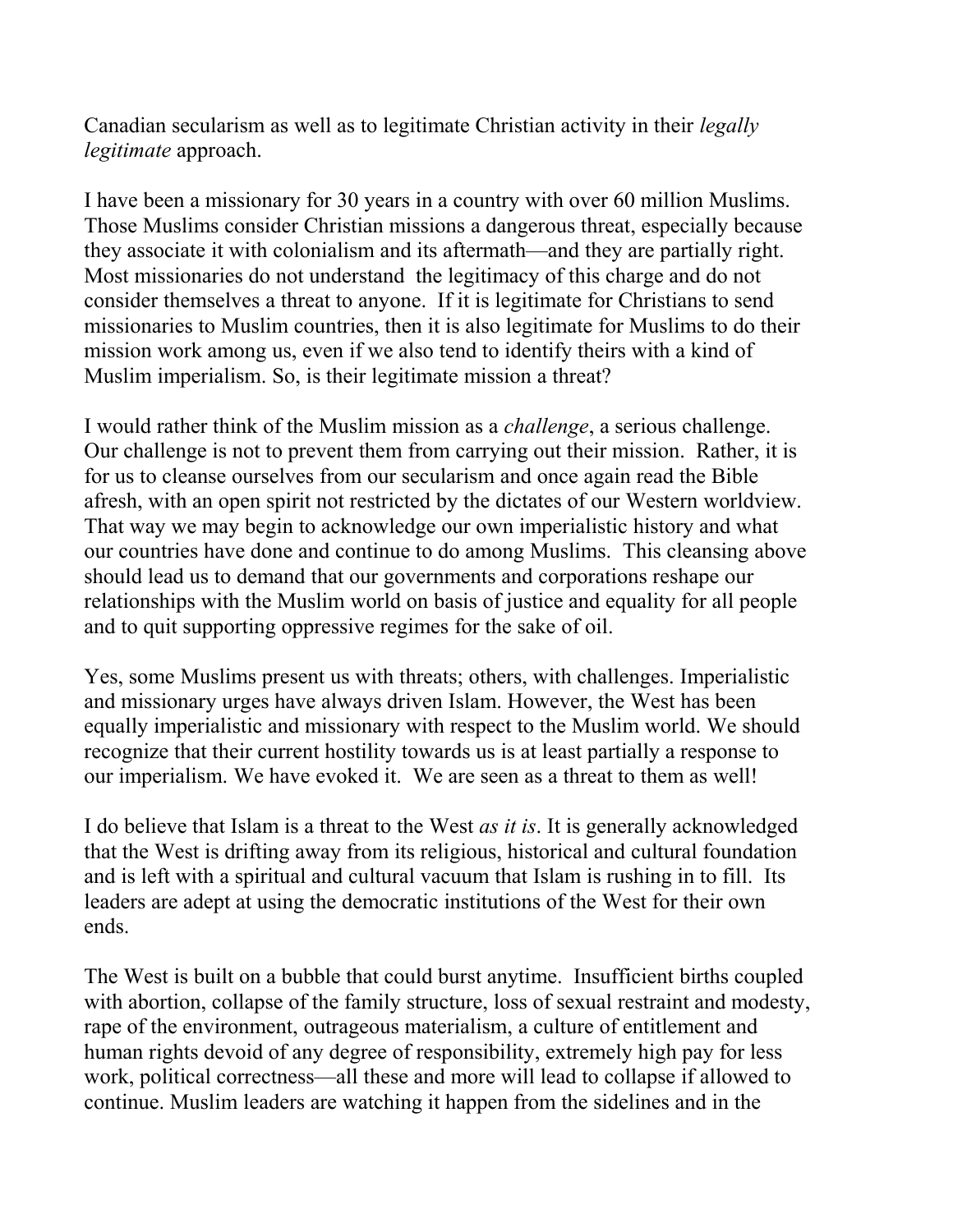Canadian secularism as well as to legitimate Christian activity in their *legally legitimate* approach.

I have been a missionary for 30 years in a country with over 60 million Muslims. Those Muslims consider Christian missions a dangerous threat, especially because they associate it with colonialism and its aftermath—and they are partially right. Most missionaries do not understand the legitimacy of this charge and do not consider themselves a threat to anyone. If it is legitimate for Christians to send missionaries to Muslim countries, then it is also legitimate for Muslims to do their mission work among us, even if we also tend to identify theirs with a kind of Muslim imperialism. So, is their legitimate mission a threat?

I would rather think of the Muslim mission as a *challenge*, a serious challenge. Our challenge is not to prevent them from carrying out their mission. Rather, it is for us to cleanse ourselves from our secularism and once again read the Bible afresh, with an open spirit not restricted by the dictates of our Western worldview. That way we may begin to acknowledge our own imperialistic history and what our countries have done and continue to do among Muslims. This cleansing above should lead us to demand that our governments and corporations reshape our relationships with the Muslim world on basis of justice and equality for all people and to quit supporting oppressive regimes for the sake of oil.

Yes, some Muslims present us with threats; others, with challenges. Imperialistic and missionary urges have always driven Islam. However, the West has been equally imperialistic and missionary with respect to the Muslim world. We should recognize that their current hostility towards us is at least partially a response to our imperialism. We have evoked it. We are seen as a threat to them as well!

I do believe that Islam is a threat to the West *as it is*. It is generally acknowledged that the West is drifting away from its religious, historical and cultural foundation and is left with a spiritual and cultural vacuum that Islam is rushing in to fill. Its leaders are adept at using the democratic institutions of the West for their own ends.

The West is built on a bubble that could burst anytime. Insufficient births coupled with abortion, collapse of the family structure, loss of sexual restraint and modesty, rape of the environment, outrageous materialism, a culture of entitlement and human rights devoid of any degree of responsibility, extremely high pay for less work, political correctness—all these and more will lead to collapse if allowed to continue. Muslim leaders are watching it happen from the sidelines and in the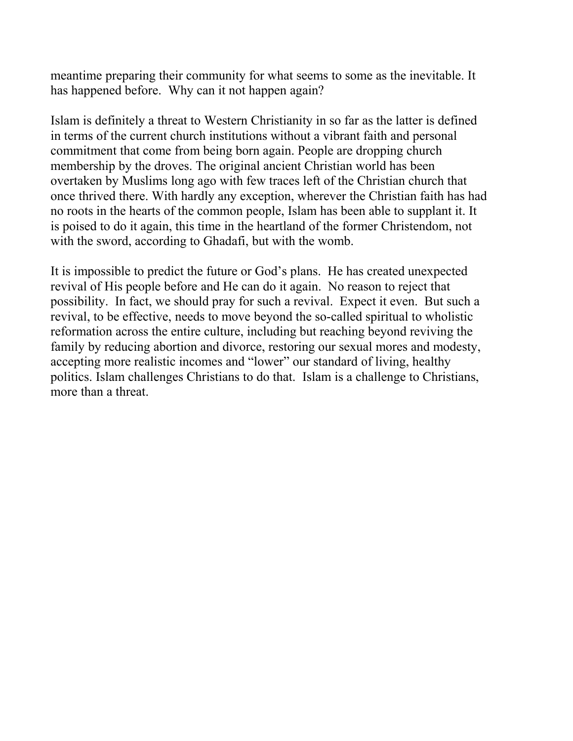meantime preparing their community for what seems to some as the inevitable. It has happened before. Why can it not happen again?

Islam is definitely a threat to Western Christianity in so far as the latter is defined in terms of the current church institutions without a vibrant faith and personal commitment that come from being born again. People are dropping church membership by the droves. The original ancient Christian world has been overtaken by Muslims long ago with few traces left of the Christian church that once thrived there. With hardly any exception, wherever the Christian faith has had no roots in the hearts of the common people, Islam has been able to supplant it. It is poised to do it again, this time in the heartland of the former Christendom, not with the sword, according to Ghadafi, but with the womb.

It is impossible to predict the future or God's plans. He has created unexpected revival of His people before and He can do it again. No reason to reject that possibility. In fact, we should pray for such a revival. Expect it even. But such a revival, to be effective, needs to move beyond the so-called spiritual to wholistic reformation across the entire culture, including but reaching beyond reviving the family by reducing abortion and divorce, restoring our sexual mores and modesty, accepting more realistic incomes and "lower" our standard of living, healthy politics. Islam challenges Christians to do that. Islam is a challenge to Christians, more than a threat.